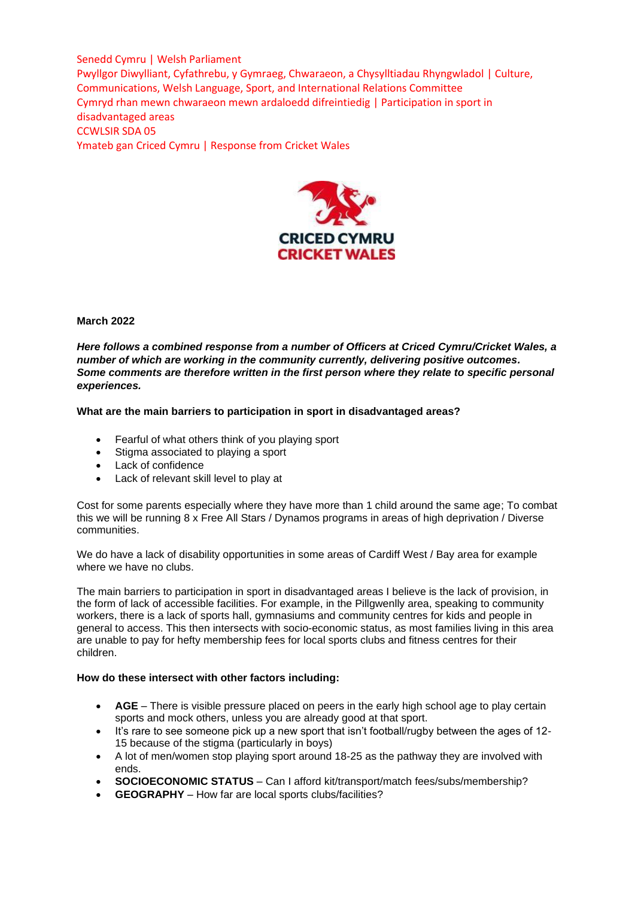Senedd Cymru | Welsh Parliament
Pwyllgor Diwylliant, Cyfathrebu, y Gymraeg, Chwaraeon, a Chysylltiadau Rhyngwladol | Culture, Communications, Welsh Language, Sport, and International Relations Committee
Cymryd rhan mewn chwaraeon mewn ardaloedd difreintiedig | Participation in sport in disadvantaged areas
CCWLSIR SDA 05
Ymateb gan Criced Cymru | Response from Cricket Wales

CRICED CYMRU
CRICKET WALES

**March 2022**

***Here follows a combined response from a number of Officers at Criced Cymru/Cricket Wales, a number of which are working in the community currently, delivering positive outcomes. Some comments are therefore written in the first person where they relate to specific personal experiences.***

**What are the main barriers to participation in sport in disadvantaged areas?**

- Fearful of what others think of you playing sport
- Stigma associated to playing a sport
- Lack of confidence
- Lack of relevant skill level to play at

Cost for some parents especially where they have more than 1 child around the same age; To combat this we will be running 8 x Free All Stars / Dynamos programs in areas of high deprivation / Diverse communities.

We do have a lack of disability opportunities in some areas of Cardiff West / Bay area for example where we have no clubs.

The main barriers to participation in sport in disadvantaged areas I believe is the lack of provision, in the form of lack of accessible facilities. For example, in the Pillgwenlly area, speaking to community workers, there is a lack of sports hall, gymnasiums and community centres for kids and people in general to access. This then intersects with socio-economic status, as most families living in this area are unable to pay for hefty membership fees for local sports clubs and fitness centres for their children.

**How do these intersect with other factors including:**

- **AGE** – There is visible pressure placed on peers in the early high school age to play certain sports and mock others, unless you are already good at that sport.
- It's rare to see someone pick up a new sport that isn't football/rugby between the ages of 12-15 because of the stigma (particularly in boys)
- A lot of men/women stop playing sport around 18-25 as the pathway they are involved with ends.
- **SOCIOECONOMIC STATUS** – Can I afford kit/transport/match fees/subs/membership?
- **GEOGRAPHY** – How far are local sports clubs/facilities?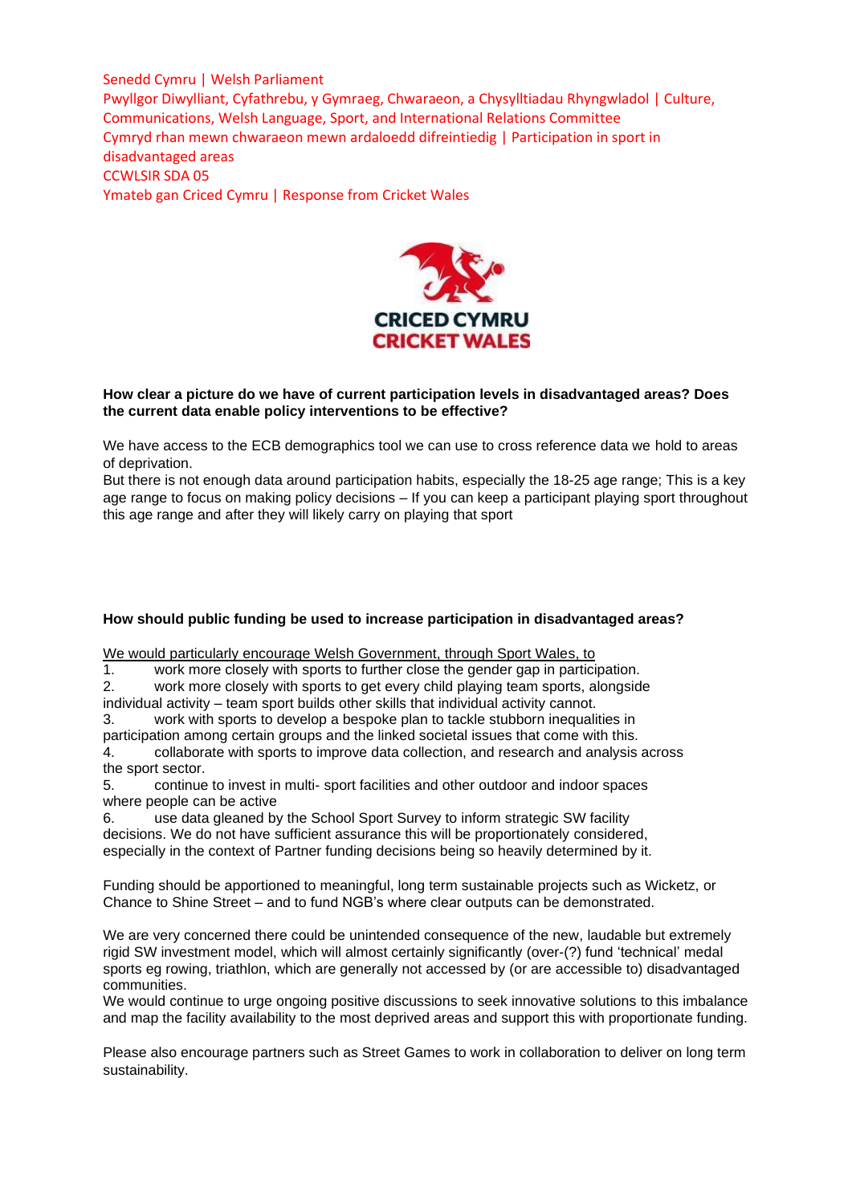Senedd Cymru | Welsh Parliament
Pwyllgor Diwylliant, Cyfathrebu, y Gymraeg, Chwaraeon, a Chysylltiadau Rhyngwladol | Culture, Communications, Welsh Language, Sport, and International Relations Committee
Cymryd rhan mewn chwaraeon mewn ardaloedd difreintiedig | Participation in sport in disadvantaged areas
CCWLSIR SDA 05
Ymateb gan Criced Cymru | Response from Cricket Wales

CRICED CYMRU
CRICKET WALES

**How clear a picture do we have of current participation levels in disadvantaged areas? Does the current data enable policy interventions to be effective?**

We have access to the ECB demographics tool we can use to cross reference data we hold to areas of deprivation.
But there is not enough data around participation habits, especially the 18-25 age range; This is a key age range to focus on making policy decisions – If you can keep a participant playing sport throughout this age range and after they will likely carry on playing that sport

**How should public funding be used to increase participation in disadvantaged areas?**

We would particularly encourage Welsh Government, through Sport Wales, to

1. work more closely with sports to further close the gender gap in participation.
2. work more closely with sports to get every child playing team sports, alongside individual activity – team sport builds other skills that individual activity cannot.
3. work with sports to develop a bespoke plan to tackle stubborn inequalities in participation among certain groups and the linked societal issues that come with this.
4. collaborate with sports to improve data collection, and research and analysis across the sport sector.
5. continue to invest in multi- sport facilities and other outdoor and indoor spaces where people can be active
6. use data gleaned by the School Sport Survey to inform strategic SW facility decisions. We do not have sufficient assurance this will be proportionately considered, especially in the context of Partner funding decisions being so heavily determined by it.

Funding should be apportioned to meaningful, long term sustainable projects such as Wicketz, or Chance to Shine Street – and to fund NGB's where clear outputs can be demonstrated.

We are very concerned there could be unintended consequence of the new, laudable but extremely rigid SW investment model, which will almost certainly significantly (over-(?) fund 'technical' medal sports eg rowing, triathlon, which are generally not accessed by (or are accessible to) disadvantaged communities.
We would continue to urge ongoing positive discussions to seek innovative solutions to this imbalance and map the facility availability to the most deprived areas and support this with proportionate funding.

Please also encourage partners such as Street Games to work in collaboration to deliver on long term sustainability.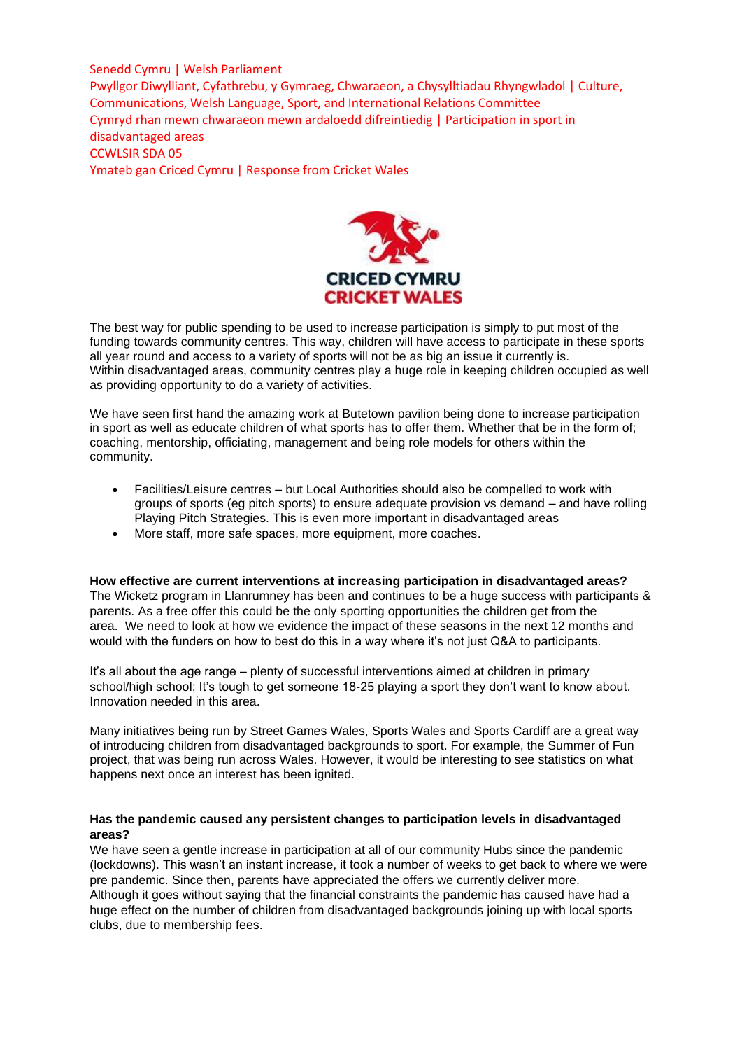Senedd Cymru | Welsh Parliament
Pwyllgor Diwylliant, Cyfathrebu, y Gymraeg, Chwaraeon, a Chysylltiadau Rhyngwladol | Culture, Communications, Welsh Language, Sport, and International Relations Committee
Cymryd rhan mewn chwaraeon mewn ardaloedd difreintiedig | Participation in sport in disadvantaged areas
CCWLSIR SDA 05
Ymateb gan Criced Cymru | Response from Cricket Wales

CRICED CYMRU
CRICKET WALES

The best way for public spending to be used to increase participation is simply to put most of the funding towards community centres. This way, children will have access to participate in these sports all year round and access to a variety of sports will not be as big an issue it currently is.
Within disadvantaged areas, community centres play a huge role in keeping children occupied as well as providing opportunity to do a variety of activities.

We have seen first hand the amazing work at Butetown pavilion being done to increase participation in sport as well as educate children of what sports has to offer them. Whether that be in the form of; coaching, mentorship, officiating, management and being role models for others within the community.

- Facilities/Leisure centres – but Local Authorities should also be compelled to work with groups of sports (eg pitch sports) to ensure adequate provision vs demand – and have rolling Playing Pitch Strategies. This is even more important in disadvantaged areas
- More staff, more safe spaces, more equipment, more coaches.

**How effective are current interventions at increasing participation in disadvantaged areas?**
The Wicketz program in Llanrumney has been and continues to be a huge success with participants & parents. As a free offer this could be the only sporting opportunities the children get from the area. We need to look at how we evidence the impact of these seasons in the next 12 months and would with the funders on how to best do this in a way where it's not just Q&A to participants.

It's all about the age range – plenty of successful interventions aimed at children in primary school/high school; It's tough to get someone 18-25 playing a sport they don't want to know about. Innovation needed in this area.

Many initiatives being run by Street Games Wales, Sports Wales and Sports Cardiff are a great way of introducing children from disadvantaged backgrounds to sport. For example, the Summer of Fun project, that was being run across Wales. However, it would be interesting to see statistics on what happens next once an interest has been ignited.

**Has the pandemic caused any persistent changes to participation levels in disadvantaged areas?**
We have seen a gentle increase in participation at all of our community Hubs since the pandemic (lockdowns). This wasn't an instant increase, it took a number of weeks to get back to where we were pre pandemic. Since then, parents have appreciated the offers we currently deliver more.
Although it goes without saying that the financial constraints the pandemic has caused have had a huge effect on the number of children from disadvantaged backgrounds joining up with local sports clubs, due to membership fees.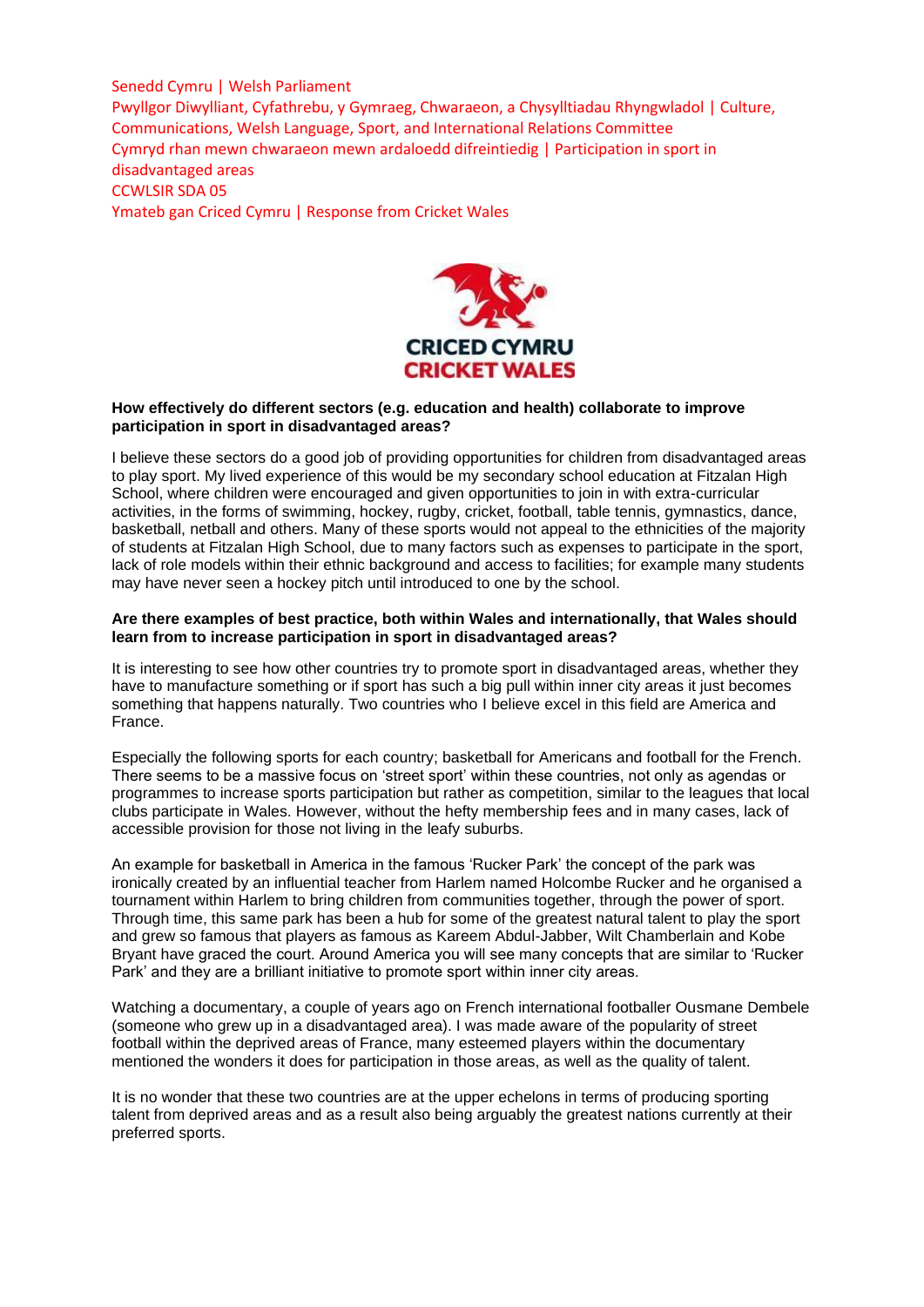Senedd Cymru | Welsh Parliament
Pwyllgor Diwylliant, Cyfathrebu, y Gymraeg, Chwaraeon, a Chysylltiadau Rhyngwladol | Culture, Communications, Welsh Language, Sport, and International Relations Committee
Cymryd rhan mewn chwaraeon mewn ardaloedd difreintiedig | Participation in sport in disadvantaged areas
CCWLSIR SDA 05
Ymateb gan Criced Cymru | Response from Cricket Wales

CRICED CYMRU
CRICKET WALES

**How effectively do different sectors (e.g. education and health) collaborate to improve participation in sport in disadvantaged areas?**

I believe these sectors do a good job of providing opportunities for children from disadvantaged areas to play sport. My lived experience of this would be my secondary school education at Fitzalan High School, where children were encouraged and given opportunities to join in with extra-curricular activities, in the forms of swimming, hockey, rugby, cricket, football, table tennis, gymnastics, dance, basketball, netball and others. Many of these sports would not appeal to the ethnicities of the majority of students at Fitzalan High School, due to many factors such as expenses to participate in the sport, lack of role models within their ethnic background and access to facilities; for example many students may have never seen a hockey pitch until introduced to one by the school.

**Are there examples of best practice, both within Wales and internationally, that Wales should learn from to increase participation in sport in disadvantaged areas?**

It is interesting to see how other countries try to promote sport in disadvantaged areas, whether they have to manufacture something or if sport has such a big pull within inner city areas it just becomes something that happens naturally. Two countries who I believe excel in this field are America and France.

Especially the following sports for each country; basketball for Americans and football for the French. There seems to be a massive focus on 'street sport' within these countries, not only as agendas or programmes to increase sports participation but rather as competition, similar to the leagues that local clubs participate in Wales. However, without the hefty membership fees and in many cases, lack of accessible provision for those not living in the leafy suburbs.

An example for basketball in America in the famous 'Rucker Park' the concept of the park was ironically created by an influential teacher from Harlem named Holcombe Rucker and he organised a tournament within Harlem to bring children from communities together, through the power of sport. Through time, this same park has been a hub for some of the greatest natural talent to play the sport and grew so famous that players as famous as Kareem Abdul-Jabber, Wilt Chamberlain and Kobe Bryant have graced the court. Around America you will see many concepts that are similar to 'Rucker Park' and they are a brilliant initiative to promote sport within inner city areas.

Watching a documentary, a couple of years ago on French international footballer Ousmane Dembele (someone who grew up in a disadvantaged area). I was made aware of the popularity of street football within the deprived areas of France, many esteemed players within the documentary mentioned the wonders it does for participation in those areas, as well as the quality of talent.

It is no wonder that these two countries are at the upper echelons in terms of producing sporting talent from deprived areas and as a result also being arguably the greatest nations currently at their preferred sports.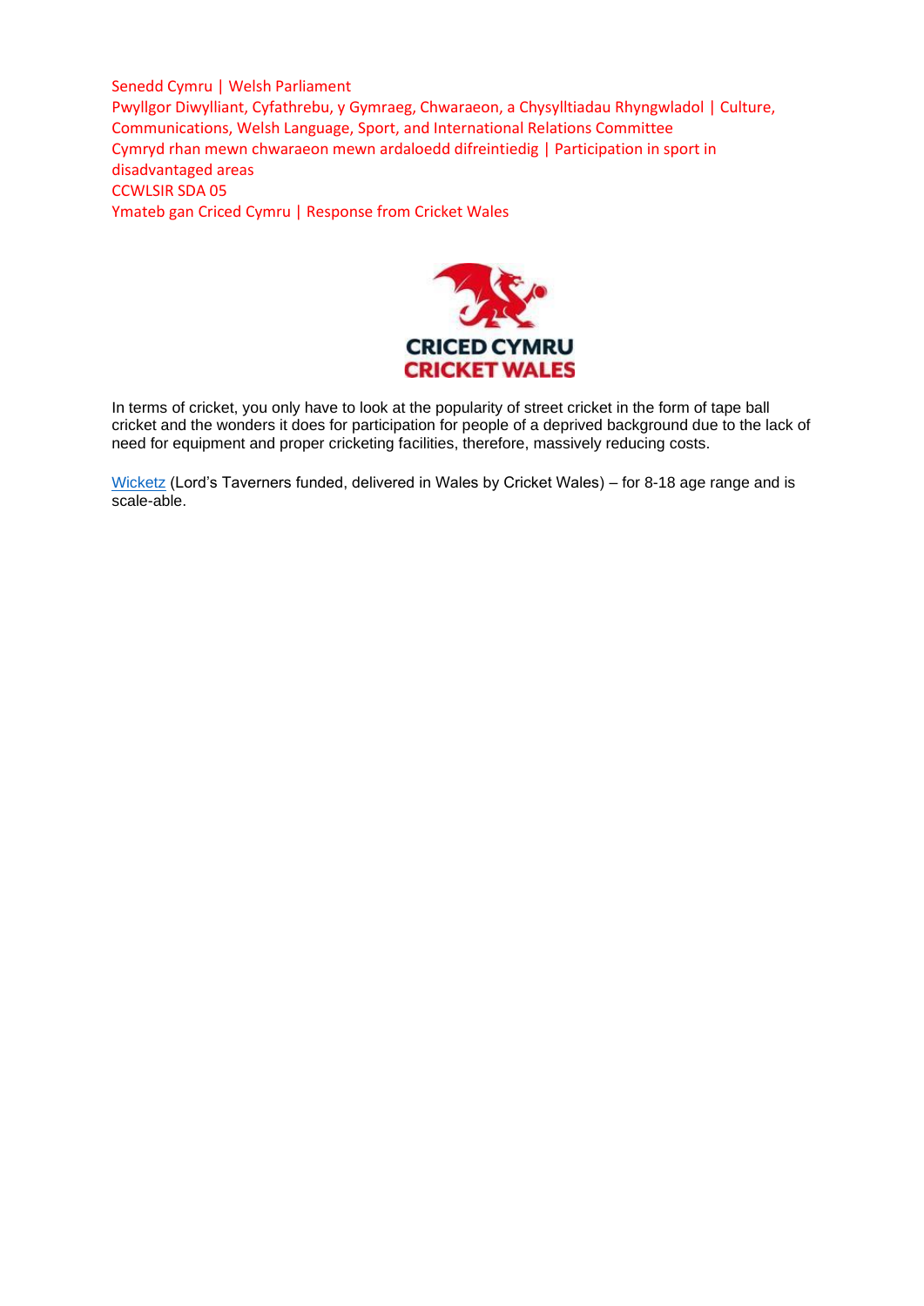Senedd Cymru | Welsh Parliament
Pwyllgor Diwylliant, Cyfathrebu, y Gymraeg, Chwaraeon, a Chysylltiadau Rhyngwladol | Culture, Communications, Welsh Language, Sport, and International Relations Committee
Cymryd rhan mewn chwaraeon mewn ardaloedd difreintiedig | Participation in sport in disadvantaged areas
CCWLSIR SDA 05
Ymateb gan Criced Cymru | Response from Cricket Wales

CRICED CYMRU
CRICKET WALES

In terms of cricket, you only have to look at the popularity of street cricket in the form of tape ball cricket and the wonders it does for participation for people of a deprived background due to the lack of need for equipment and proper cricketing facilities, therefore, massively reducing costs.

Wicketz (Lord's Taverners funded, delivered in Wales by Cricket Wales) – for 8-18 age range and is scale-able.